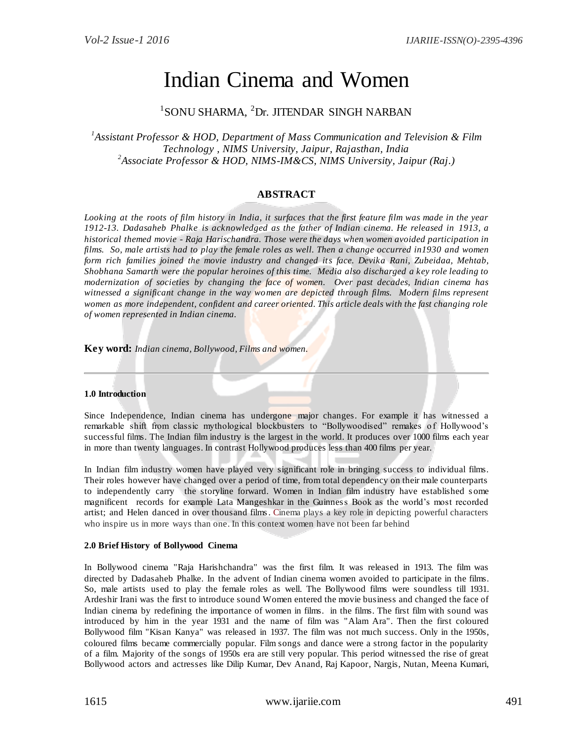# Indian Cinema and Women

[1]SONU SHARMA, [2]Dr. JITENDAR SINGH NARBAN

*[1]Assistant Professor & HOD, Department of Mass Communication and Television & Film Technology , NIMS University, Jaipur, Rajasthan, India*
*[2]Associate Professor & HOD, NIMS-IM&CS, NIMS University, Jaipur (Raj.)*

## ABSTRACT

*Looking at the roots of film history in India, it surfaces that the first feature film was made in the year 1912-13. Dadasaheb Phalke is acknowledged as the father of Indian cinema. He released in 1913, a historical themed movie - Raja Harischandra. Those were the days when women avoided participation in films. So, male artists had to play the female roles as well. Then a change occurred in1930 and women form rich families joined the movie industry and changed its face. Devika Rani, Zubeidaa, Mehtab, Shobhana Samarth were the popular heroines of this time. Media also discharged a key role leading to modernization of societies by changing the face of women. Over past decades, Indian cinema has witnessed a significant change in the way women are depicted through films. Modern films represent women as more independent, confident and career oriented. This article deals with the fast changing role of women represented in Indian cinema.*

**Key word:** *Indian cinema, Bollywood, Films and women.*

---

### 1.0 Introduction

Since Independence, Indian cinema has undergone major changes. For example it has witnessed a remarkable shift from classic mythological blockbusters to "Bollywoodised" remakes of Hollywood's successful films. The Indian film industry is the largest in the world. It produces over 1000 films each year in more than twenty languages. In contrast Hollywood produces less than 400 films per year.

In Indian film industry women have played very significant role in bringing success to individual films. Their roles however have changed over a period of time, from total dependency on their male counterparts to independently carry the storyline forward. Women in Indian film industry have established some magnificent records for example Lata Mangeshkar in the Guinness Book as the world's most recorded artist; and Helen danced in over thousand films. Cinema plays a key role in depicting powerful characters who inspire us in more ways than one. In this context women have not been far behind

### 2.0 Brief History of Bollywood Cinema

In Bollywood cinema "Raja Harishchandra" was the first film. It was released in 1913. The film was directed by Dadasaheb Phalke. In the advent of Indian cinema women avoided to participate in the films. So, male artists used to play the female roles as well. The Bollywood films were soundless till 1931. Ardeshir Irani was the first to introduce sound Women entered the movie business and changed the face of Indian cinema by redefining the importance of women in films. in the films. The first film with sound was introduced by him in the year 1931 and the name of film was "Alam Ara". Then the first coloured Bollywood film "Kisan Kanya" was released in 1937. The film was not much success. Only in the 1950s, coloured films became commercially popular. Film songs and dance were a strong factor in the popularity of a film. Majority of the songs of 1950s era are still very popular. This period witnessed the rise of great Bollywood actors and actresses like Dilip Kumar, Dev Anand, Raj Kapoor, Nargis, Nutan, Meena Kumari,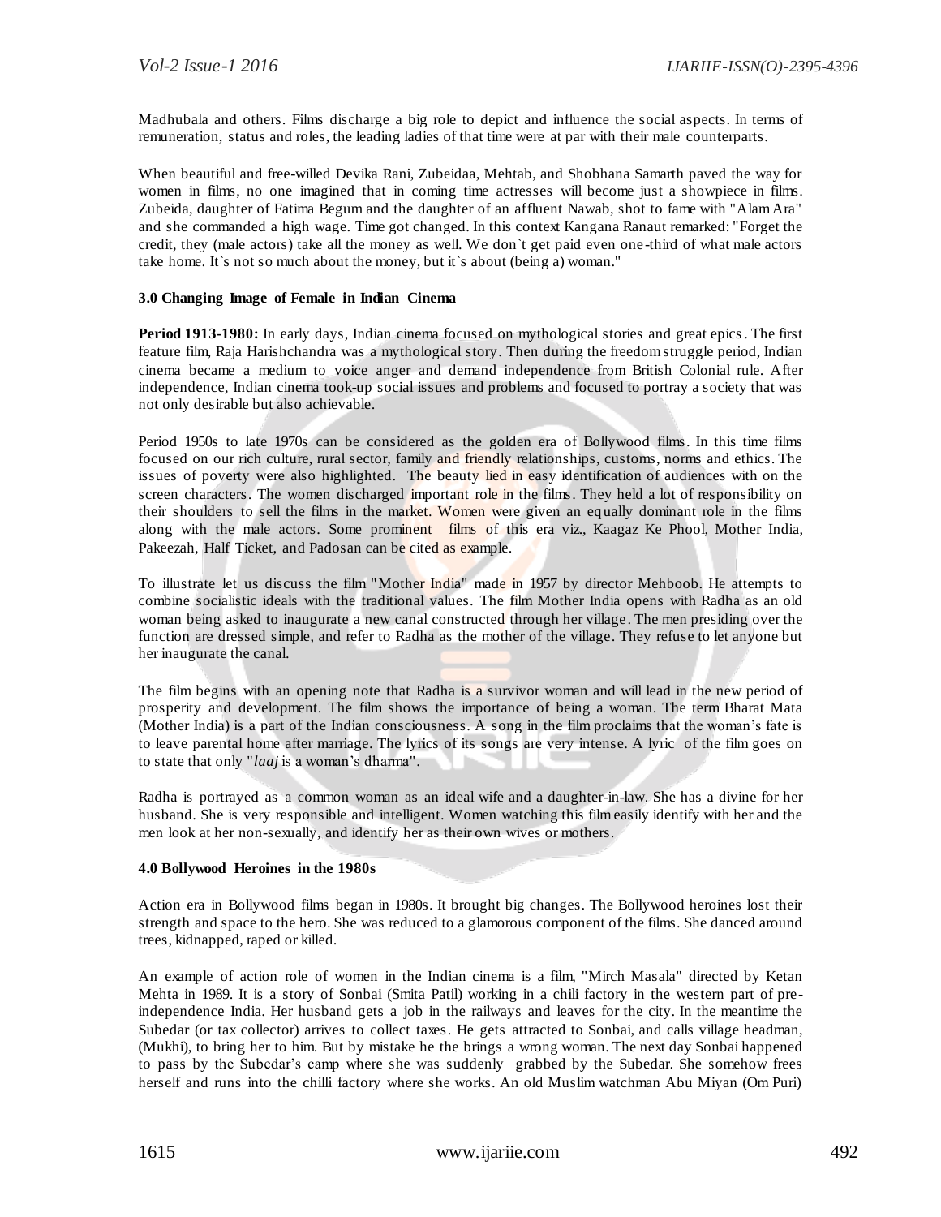Madhubala and others. Films discharge a big role to depict and influence the social aspects. In terms of remuneration, status and roles, the leading ladies of that time were at par with their male counterparts.

When beautiful and free-willed Devika Rani, Zubeidaa, Mehtab, and Shobhana Samarth paved the way for women in films, no one imagined that in coming time actresses will become just a showpiece in films. Zubeida, daughter of Fatima Begum and the daughter of an affluent Nawab, shot to fame with "Alam Ara" and she commanded a high wage. Time got changed. In this context Kangana Ranaut remarked: "Forget the credit, they (male actors) take all the money as well. We don`t get paid even one-third of what male actors take home. It`s not so much about the money, but it`s about (being a) woman."

### 3.0 Changing Image of Female in Indian Cinema

**Period 1913-1980:** In early days, Indian cinema focused on mythological stories and great epics. The first feature film, Raja Harishchandra was a mythological story. Then during the freedom struggle period, Indian cinema became a medium to voice anger and demand independence from British Colonial rule. After independence, Indian cinema took-up social issues and problems and focused to portray a society that was not only desirable but also achievable.

Period 1950s to late 1970s can be considered as the golden era of Bollywood films. In this time films focused on our rich culture, rural sector, family and friendly relationships, customs, norms and ethics. The issues of poverty were also highlighted. The beauty lied in easy identification of audiences with on the screen characters. The women discharged important role in the films. They held a lot of responsibility on their shoulders to sell the films in the market. Women were given an equally dominant role in the films along with the male actors. Some prominent films of this era viz., Kaagaz Ke Phool, Mother India, Pakeezah, Half Ticket, and Padosan can be cited as example.

To illustrate let us discuss the film "Mother India" made in 1957 by director Mehboob. He attempts to combine socialistic ideals with the traditional values. The film Mother India opens with Radha as an old woman being asked to inaugurate a new canal constructed through her village. The men presiding over the function are dressed simple, and refer to Radha as the mother of the village. They refuse to let anyone but her inaugurate the canal.

The film begins with an opening note that Radha is a survivor woman and will lead in the new period of prosperity and development. The film shows the importance of being a woman. The term Bharat Mata (Mother India) is a part of the Indian consciousness. A song in the film proclaims that the woman's fate is to leave parental home after marriage. The lyrics of its songs are very intense. A lyric of the film goes on to state that only "*laaj* is a woman's dharma".

Radha is portrayed as a common woman as an ideal wife and a daughter-in-law. She has a divine for her husband. She is very responsible and intelligent. Women watching this film easily identify with her and the men look at her non-sexually, and identify her as their own wives or mothers.

### 4.0 Bollywood Heroines in the 1980s

Action era in Bollywood films began in 1980s. It brought big changes. The Bollywood heroines lost their strength and space to the hero. She was reduced to a glamorous component of the films. She danced around trees, kidnapped, raped or killed.

An example of action role of women in the Indian cinema is a film, "Mirch Masala" directed by Ketan Mehta in 1989. It is a story of Sonbai (Smita Patil) working in a chili factory in the western part of pre-independence India. Her husband gets a job in the railways and leaves for the city. In the meantime the Subedar (or tax collector) arrives to collect taxes. He gets attracted to Sonbai, and calls village headman, (Mukhi), to bring her to him. But by mistake he the brings a wrong woman. The next day Sonbai happened to pass by the Subedar's camp where she was suddenly grabbed by the Subedar. She somehow frees herself and runs into the chilli factory where she works. An old Muslim watchman Abu Miyan (Om Puri)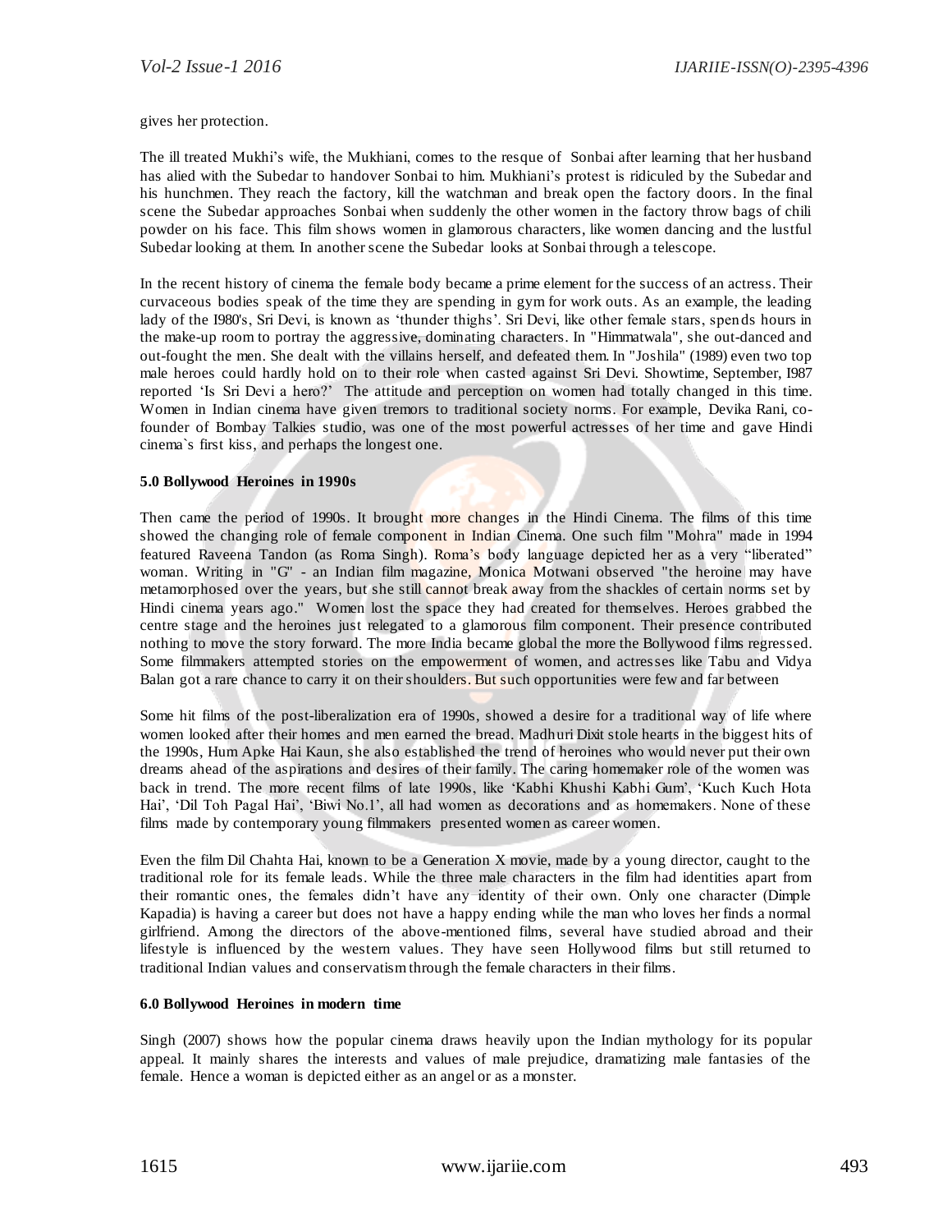gives her protection.

The ill treated Mukhi's wife, the Mukhiani, comes to the resque of Sonbai after learning that her husband has alied with the Subedar to handover Sonbai to him. Mukhiani's protest is ridiculed by the Subedar and his hunchmen. They reach the factory, kill the watchman and break open the factory doors. In the final scene the Subedar approaches Sonbai when suddenly the other women in the factory throw bags of chili powder on his face. This film shows women in glamorous characters, like women dancing and the lustful Subedar looking at them. In another scene the Subedar looks at Sonbai through a telescope.

In the recent history of cinema the female body became a prime element for the success of an actress. Their curvaceous bodies speak of the time they are spending in gym for work outs. As an example, the leading lady of the I980's, Sri Devi, is known as 'thunder thighs'. Sri Devi, like other female stars, spends hours in the make-up room to portray the aggressive, dominating characters. In "Himmatwala", she out-danced and out-fought the men. She dealt with the villains herself, and defeated them. In "Joshila" (1989) even two top male heroes could hardly hold on to their role when casted against Sri Devi. Showtime, September, I987 reported 'Is Sri Devi a hero?' The attitude and perception on women had totally changed in this time. Women in Indian cinema have given tremors to traditional society norms. For example, Devika Rani, co-founder of Bombay Talkies studio, was one of the most powerful actresses of her time and gave Hindi cinema`s first kiss, and perhaps the longest one.

### 5.0 Bollywood Heroines in 1990s

Then came the period of 1990s. It brought more changes in the Hindi Cinema. The films of this time showed the changing role of female component in Indian Cinema. One such film "Mohra" made in 1994 featured Raveena Tandon (as Roma Singh). Roma's body language depicted her as a very "liberated" woman. Writing in "G" - an Indian film magazine, Monica Motwani observed "the heroine may have metamorphosed over the years, but she still cannot break away from the shackles of certain norms set by Hindi cinema years ago." Women lost the space they had created for themselves. Heroes grabbed the centre stage and the heroines just relegated to a glamorous film component. Their presence contributed nothing to move the story forward. The more India became global the more the Bollywood films regressed. Some filmmakers attempted stories on the empowerment of women, and actresses like Tabu and Vidya Balan got a rare chance to carry it on their shoulders. But such opportunities were few and far between

Some hit films of the post-liberalization era of 1990s, showed a desire for a traditional way of life where women looked after their homes and men earned the bread. Madhuri Dixit stole hearts in the biggest hits of the 1990s, Hum Apke Hai Kaun, she also established the trend of heroines who would never put their own dreams ahead of the aspirations and desires of their family. The caring homemaker role of the women was back in trend. The more recent films of late 1990s, like 'Kabhi Khushi Kabhi Gum', 'Kuch Kuch Hota Hai', 'Dil Toh Pagal Hai', 'Biwi No.1', all had women as decorations and as homemakers. None of these films made by contemporary young filmmakers presented women as career women.

Even the film Dil Chahta Hai, known to be a Generation X movie, made by a young director, caught to the traditional role for its female leads. While the three male characters in the film had identities apart from their romantic ones, the females didn't have any identity of their own. Only one character (Dimple Kapadia) is having a career but does not have a happy ending while the man who loves her finds a normal girlfriend. Among the directors of the above-mentioned films, several have studied abroad and their lifestyle is influenced by the western values. They have seen Hollywood films but still returned to traditional Indian values and conservatism through the female characters in their films.

### 6.0 Bollywood Heroines in modern time

Singh (2007) shows how the popular cinema draws heavily upon the Indian mythology for its popular appeal. It mainly shares the interests and values of male prejudice, dramatizing male fantasies of the female. Hence a woman is depicted either as an angel or as a monster.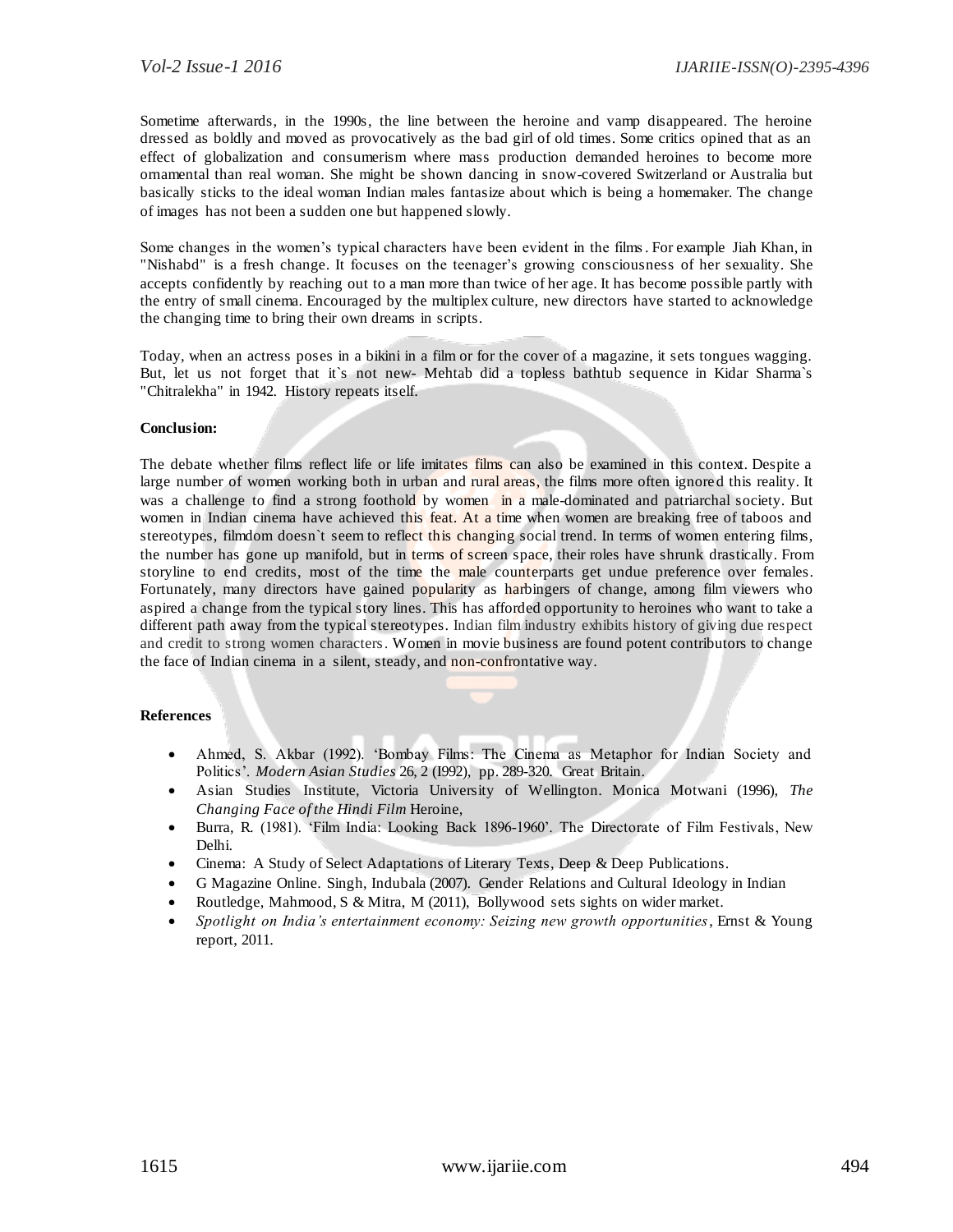Sometime afterwards, in the 1990s, the line between the heroine and vamp disappeared. The heroine dressed as boldly and moved as provocatively as the bad girl of old times. Some critics opined that as an effect of globalization and consumerism where mass production demanded heroines to become more ornamental than real woman. She might be shown dancing in snow-covered Switzerland or Australia but basically sticks to the ideal woman Indian males fantasize about which is being a homemaker. The change of images has not been a sudden one but happened slowly.

Some changes in the women's typical characters have been evident in the films. For example Jiah Khan, in "Nishabd" is a fresh change. It focuses on the teenager's growing consciousness of her sexuality. She accepts confidently by reaching out to a man more than twice of her age. It has become possible partly with the entry of small cinema. Encouraged by the multiplex culture, new directors have started to acknowledge the changing time to bring their own dreams in scripts.

Today, when an actress poses in a bikini in a film or for the cover of a magazine, it sets tongues wagging. But, let us not forget that it`s not new- Mehtab did a topless bathtub sequence in Kidar Sharma`s "Chitralekha" in 1942. History repeats itself.

**Conclusion:**

The debate whether films reflect life or life imitates films can also be examined in this context. Despite a large number of women working both in urban and rural areas, the films more often ignored this reality. It was a challenge to find a strong foothold by women in a male-dominated and patriarchal society. But women in Indian cinema have achieved this feat. At a time when women are breaking free of taboos and stereotypes, filmdom doesn`t seem to reflect this changing social trend. In terms of women entering films, the number has gone up manifold, but in terms of screen space, their roles have shrunk drastically. From storyline to end credits, most of the time the male counterparts get undue preference over females. Fortunately, many directors have gained popularity as harbingers of change, among film viewers who aspired a change from the typical story lines. This has afforded opportunity to heroines who want to take a different path away from the typical stereotypes. Indian film industry exhibits history of giving due respect and credit to strong women characters. Women in movie business are found potent contributors to change the face of Indian cinema in a silent, steady, and non-confrontative way.

**References**

- Ahmed, S. Akbar (1992). 'Bombay Films: The Cinema as Metaphor for Indian Society and Politics'. *Modern Asian Studies* 26, 2 (I992), pp. 289-320. Great Britain.
- Asian Studies Institute, Victoria University of Wellington. Monica Motwani (1996), *The Changing Face of the Hindi Film* Heroine,
- Burra, R. (1981). 'Film India: Looking Back 1896-1960'. The Directorate of Film Festivals, New Delhi.
- Cinema: A Study of Select Adaptations of Literary Texts, Deep & Deep Publications.
- G Magazine Online. Singh, Indubala (2007). Gender Relations and Cultural Ideology in Indian
- Routledge, Mahmood, S & Mitra, M (2011), Bollywood sets sights on wider market.
- *Spotlight on India's entertainment economy: Seizing new growth opportunities*, Ernst & Young report, 2011.